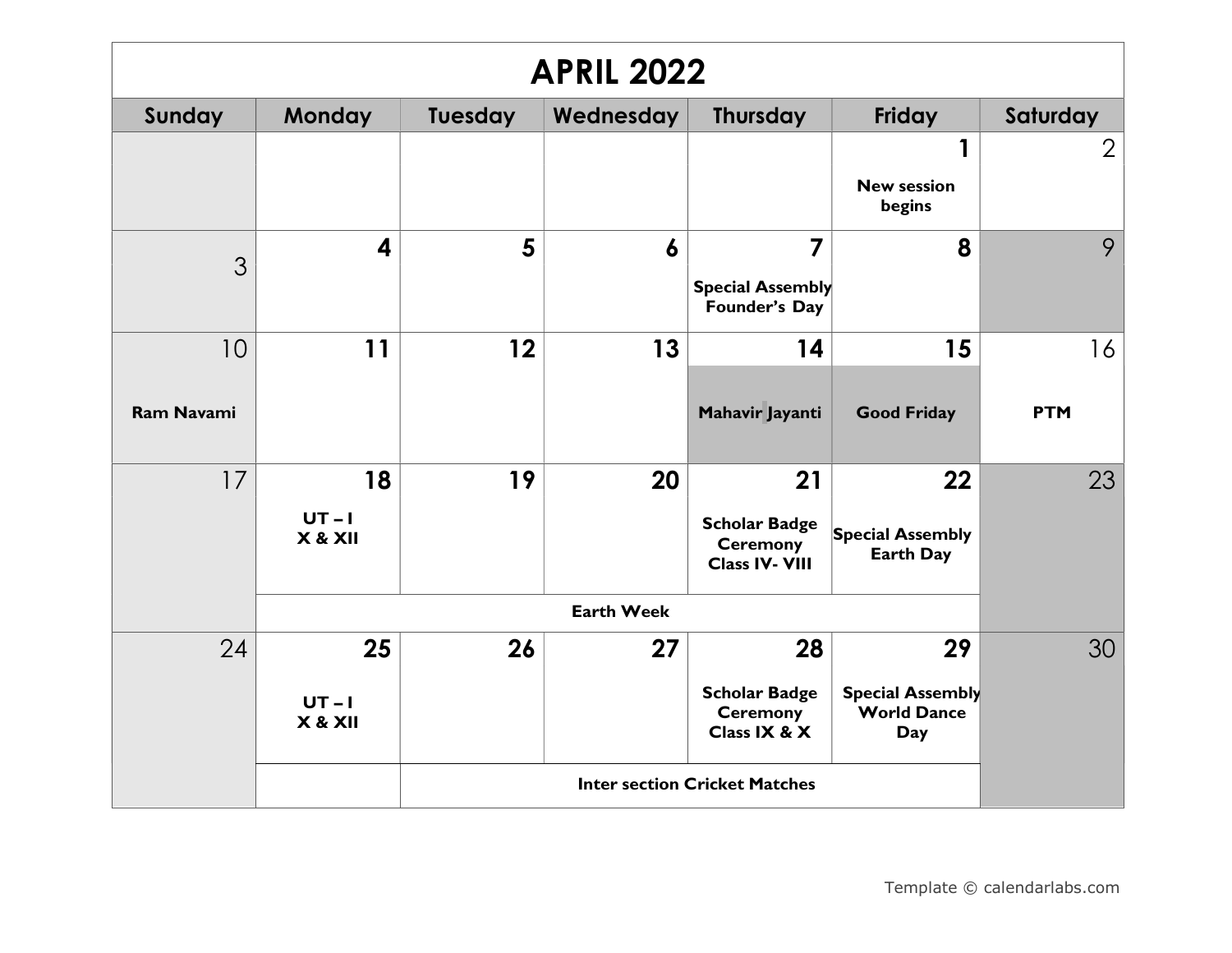# APRIL 2022

| Sunday | Monday | Tuesday | Wednesday | Thursday | Friday | Saturday |
|---|---|---|---|---|---|---|
| | | | | | 1 **New session begins** | 2 |
| 3 | 4 | 5 | 6 | 7 **Special Assembly Founder's Day** | 8 | 9 |
| 10 **Ram Navami** | 11 | 12 | 13 | 14 **Mahavir Jayanti** | 15 **Good Friday** | 16 **PTM** |
| 17 | 18 **UT – I X & XII** | 19 | 20 | 21 **Scholar Badge Ceremony Class IV- VIII** | 22 **Special Assembly Earth Day** | 23 |
| | **Earth Week** | | | | | |
| 24 | 25 **UT – I X & XII** | 26 | 27 | 28 **Scholar Badge Ceremony Class IX & X** | 29 **Special Assembly World Dance Day** | 30 |
| | | **Inter section Cricket Matches** | | | | |

Template © calendarlabs.com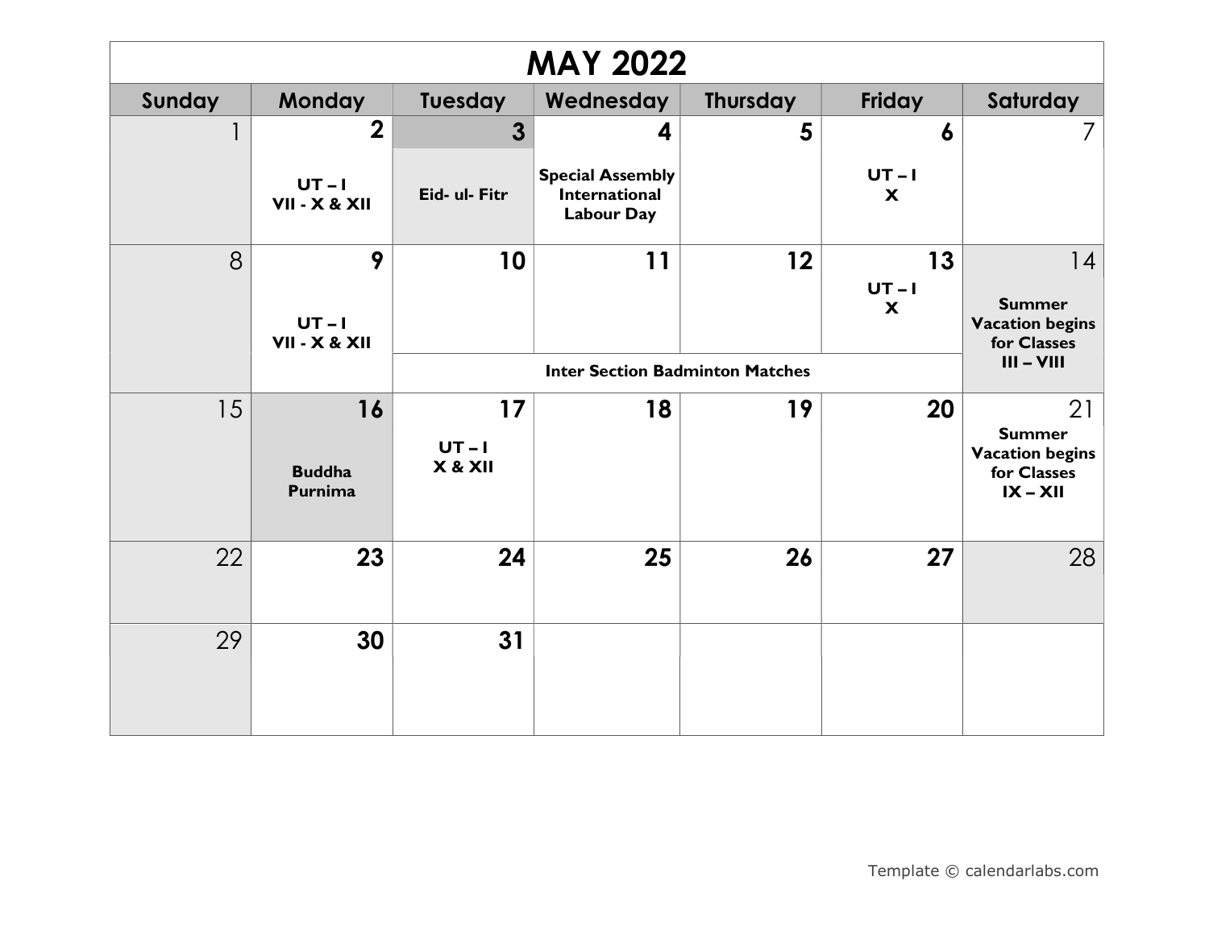# MAY 2022

| Sunday | Monday | Tuesday | Wednesday | Thursday | Friday | Saturday |
|---|---|---|---|---|---|---|
| 1 | 2<br>**UT – I**<br>**VII - X & XII** | 3<br>**Eid- ul- Fitr** | 4<br>**Special Assembly International Labour Day** | 5 | 6<br>**UT – I**<br>**X** | 7 |
| 8 | 9<br>**UT – I**<br>**VII - X & XII** | 10<br>**Inter Section Badminton Matches** | 11<br>**Inter Section Badminton Matches** | 12<br>**Inter Section Badminton Matches** | 13<br>**UT – I**<br>**X**<br>**Inter Section Badminton Matches** | 14<br>**Summer Vacation begins for Classes III – VIII** |
| 15 | 16<br>**Buddha Purnima** | 17<br>**UT – I**<br>**X & XII** | 18 | 19 | 20 | 21<br>**Summer Vacation begins for Classes IX – XII** |
| 22 | 23 | 24 | 25 | 26 | 27 | 28 |
| 29 | 30 | 31 | | | | |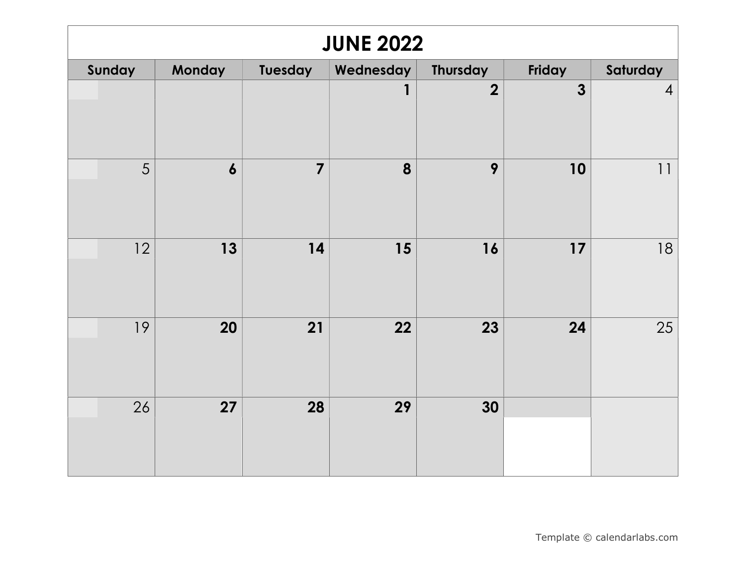# JUNE 2022

| Sunday | Monday | Tuesday | Wednesday | Thursday | Friday | Saturday |
|---|---|---|---|---|---|---|
| | | | **1** | **2** | **3** | 4 |
| 5 | **6** | **7** | **8** | **9** | **10** | 11 |
| 12 | **13** | **14** | **15** | **16** | **17** | 18 |
| 19 | **20** | **21** | **22** | **23** | **24** | 25 |
| 26 | **27** | **28** | **29** | **30** | | |

Template © calendarlabs.com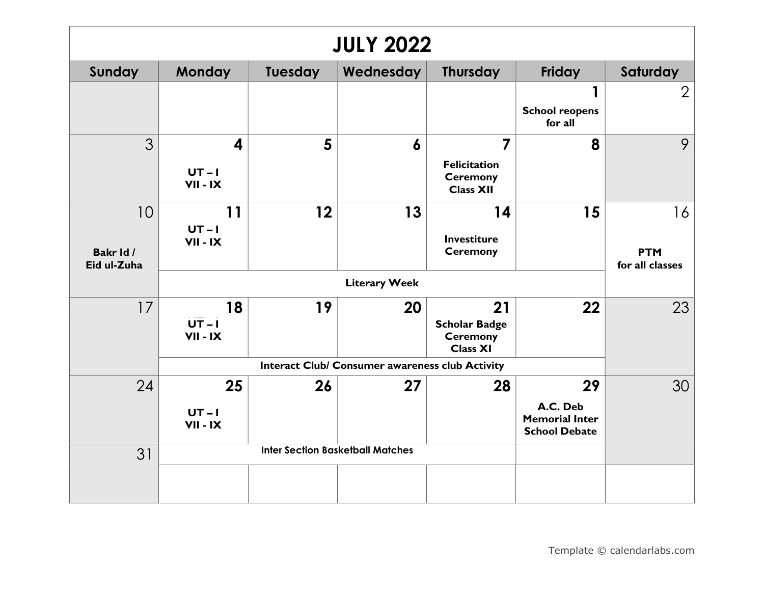# JULY 2022

| Sunday | Monday | Tuesday | Wednesday | Thursday | Friday | Saturday |
|---|---|---|---|---|---|---|
| | | | | | 1 **School reopens for all** | 2 |
| 3 | 4 **UT – I VII - IX** | 5 | 6 | 7 **Felicitation Ceremony Class XII** | 8 | 9 |
| 10 **Bakr Id / Eid ul-Zuha** | 11 **UT – I VII - IX** | 12 | 13 | 14 **Investiture Ceremony** | 15 | 16 **PTM for all classes** |
| | **Literary Week** | | | | | |
| 17 | 18 **UT – I VII - IX** | 19 | 20 | 21 **Scholar Badge Ceremony Class XI** | 22 | 23 |
| | **Interact Club/ Consumer awareness club Activity** | | | | | |
| 24 | 25 **UT – I VII - IX** | 26 | 27 | 28 | 29 **A.C. Deb Memorial Inter School Debate** | 30 |
| 31 | **Inter Section Basketball Matches** | | | | | |

Template © calendarlabs.com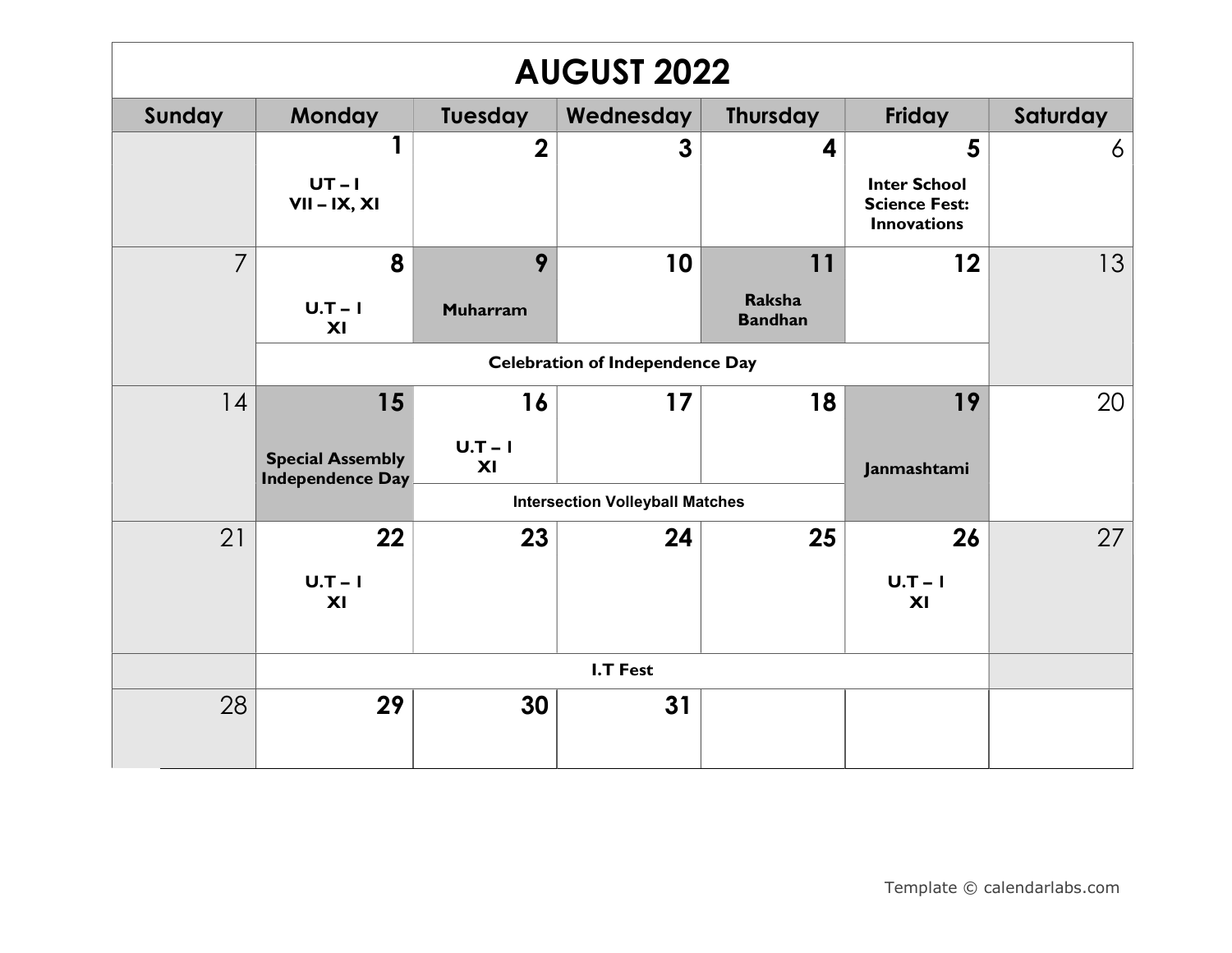# AUGUST 2022

| Sunday | Monday | Tuesday | Wednesday | Thursday | Friday | Saturday |
|---|---|---|---|---|---|---|
| | **1** UT – I VII – IX, XI | **2** | **3** | **4** | **5** Inter School Science Fest: Innovations | 6 |
| 7 | **8** U.T – I XI | **9** Muharram | **10** | **11** Raksha Bandhan | **12** | 13 |
| | Celebration of Independence Day | | | | | |
| 14 | **15** Special Assembly Independence Day | **16** U.T – I XI | **17** | **18** | **19** Janmashtami | 20 |
| | | Intersection Volleyball Matches | | | | |
| 21 | **22** U.T – I XI | **23** | **24** | **25** | **26** U.T – I XI | 27 |
| | I.T Fest | | | | | |
| 28 | **29** | **30** | **31** | | | |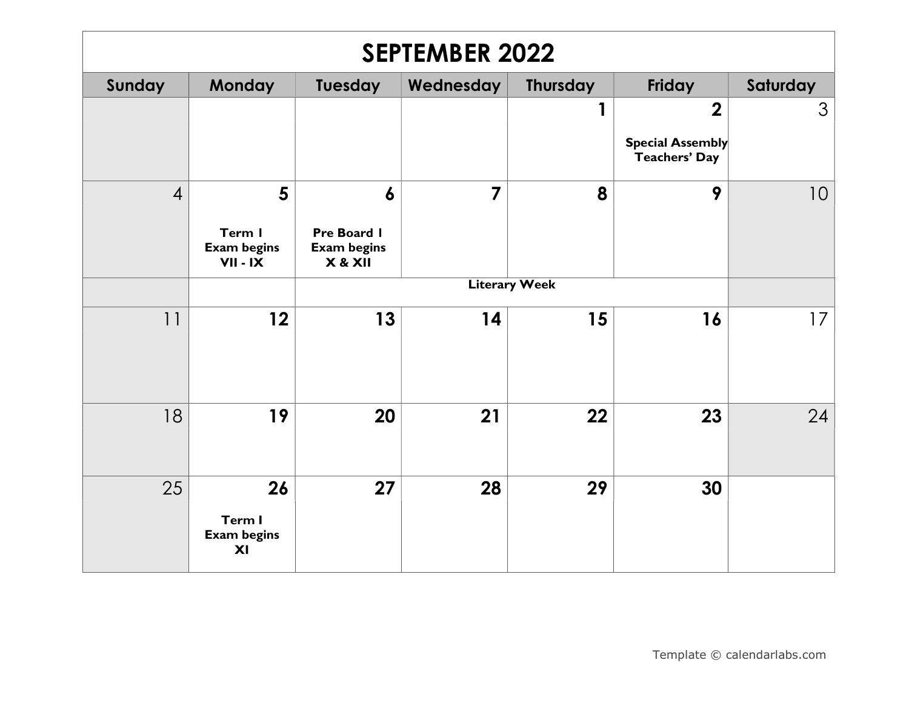# SEPTEMBER 2022

| Sunday | Monday | Tuesday | Wednesday | Thursday | Friday | Saturday |
| --- | --- | --- | --- | --- | --- | --- |
| | | | | 1 | 2 **Special Assembly Teachers' Day** | 3 |
| 4 | 5 **Term I Exam begins VII - IX** | 6 **Pre Board I Exam begins X & XII** | 7 | 8 | 9 | 10 |
| | | **Literary Week** | | | | |
| 11 | 12 | 13 | 14 | 15 | 16 | 17 |
| 18 | 19 | 20 | 21 | 22 | 23 | 24 |
| 25 | 26 **Term I Exam begins XI** | 27 | 28 | 29 | 30 | |

Template © calendarlabs.com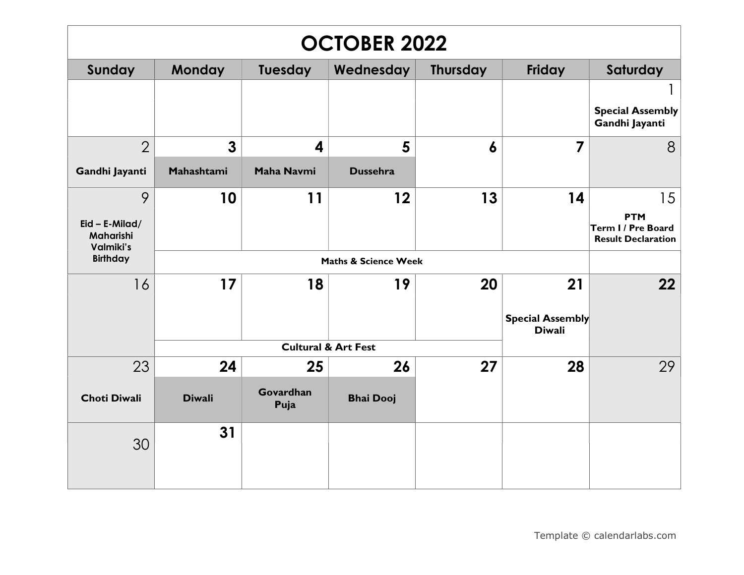# OCTOBER 2022

| Sunday | Monday | Tuesday | Wednesday | Thursday | Friday | Saturday |
|---|---|---|---|---|---|---|
| | | | | | | 1<br>**Special Assembly Gandhi Jayanti** |
| 2<br>**Gandhi Jayanti** | **3**<br>**Mahashtami** | **4**<br>**Maha Navmi** | **5**<br>**Dussehra** | **6** | **7** | 8 |
| 9<br>**Eid – E-Milad/ Maharishi Valmiki's Birthday** | **10**<br>**Maths & Science Week** | **11**<br>**Maths & Science Week** | **12**<br>**Maths & Science Week** | **13**<br>**Maths & Science Week** | **14**<br>**Maths & Science Week** | 15<br>**PTM Term I / Pre Board Result Declaration** |
| 16 | **17**<br>**Cultural & Art Fest** | **18**<br>**Cultural & Art Fest** | **19**<br>**Cultural & Art Fest** | **20**<br>**Cultural & Art Fest** | **21**<br>**Special Assembly Diwali** | **22** |
| 23<br>**Choti Diwali** | **24**<br>**Diwali** | **25**<br>**Govardhan Puja** | **26**<br>**Bhai Dooj** | **27** | **28** | 29 |
| 30 | **31** | | | | | |

Template © calendarlabs.com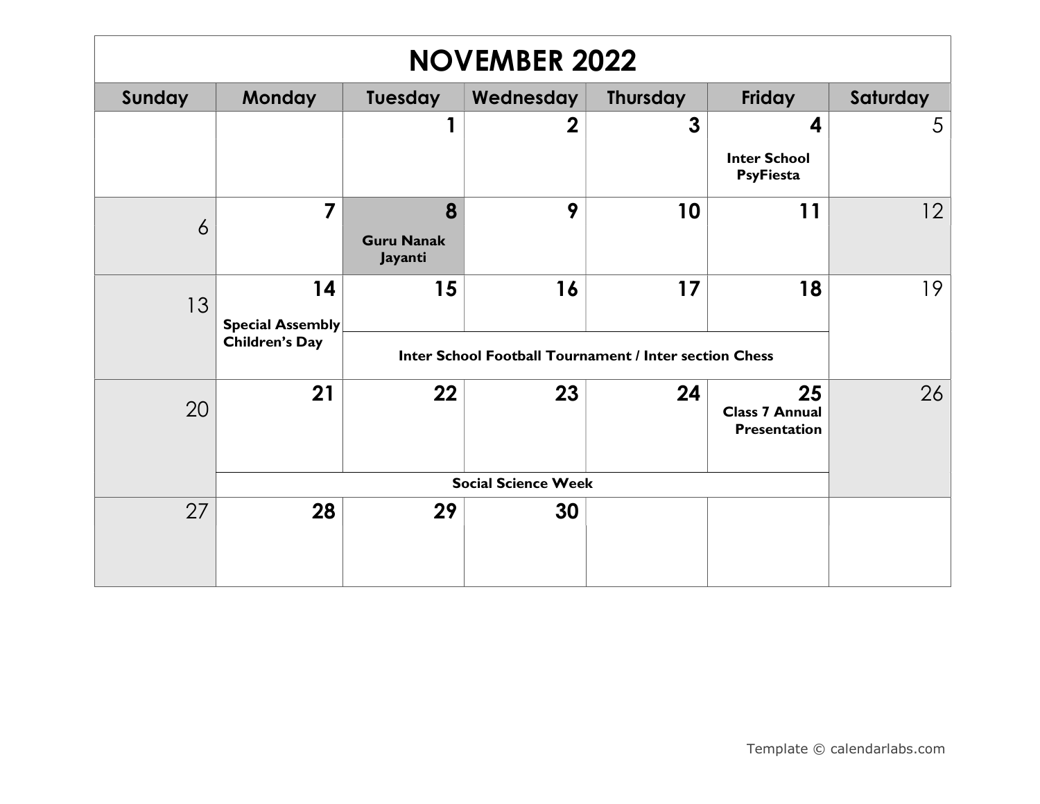# NOVEMBER 2022

| Sunday | Monday | Tuesday | Wednesday | Thursday | Friday | Saturday |
|---|---|---|---|---|---|---|
| | | 1 | 2 | 3 | 4 **Inter School PsyFiesta** | 5 |
| 6 | 7 | 8 **Guru Nanak Jayanti** | 9 | 10 | 11 | 12 |
| 13 | 14 **Special Assembly Children's Day** | 15 **Inter School Football Tournament / Inter section Chess** | 16 **Inter School Football Tournament / Inter section Chess** | 17 **Inter School Football Tournament / Inter section Chess** | 18 **Inter School Football Tournament / Inter section Chess** | 19 |
| 20 | 21 **Social Science Week** | 22 **Social Science Week** | 23 **Social Science Week** | 24 **Social Science Week** | 25 **Class 7 Annual Presentation** **Social Science Week** | 26 |
| 27 | 28 | 29 | 30 | | | |

Template © calendarlabs.com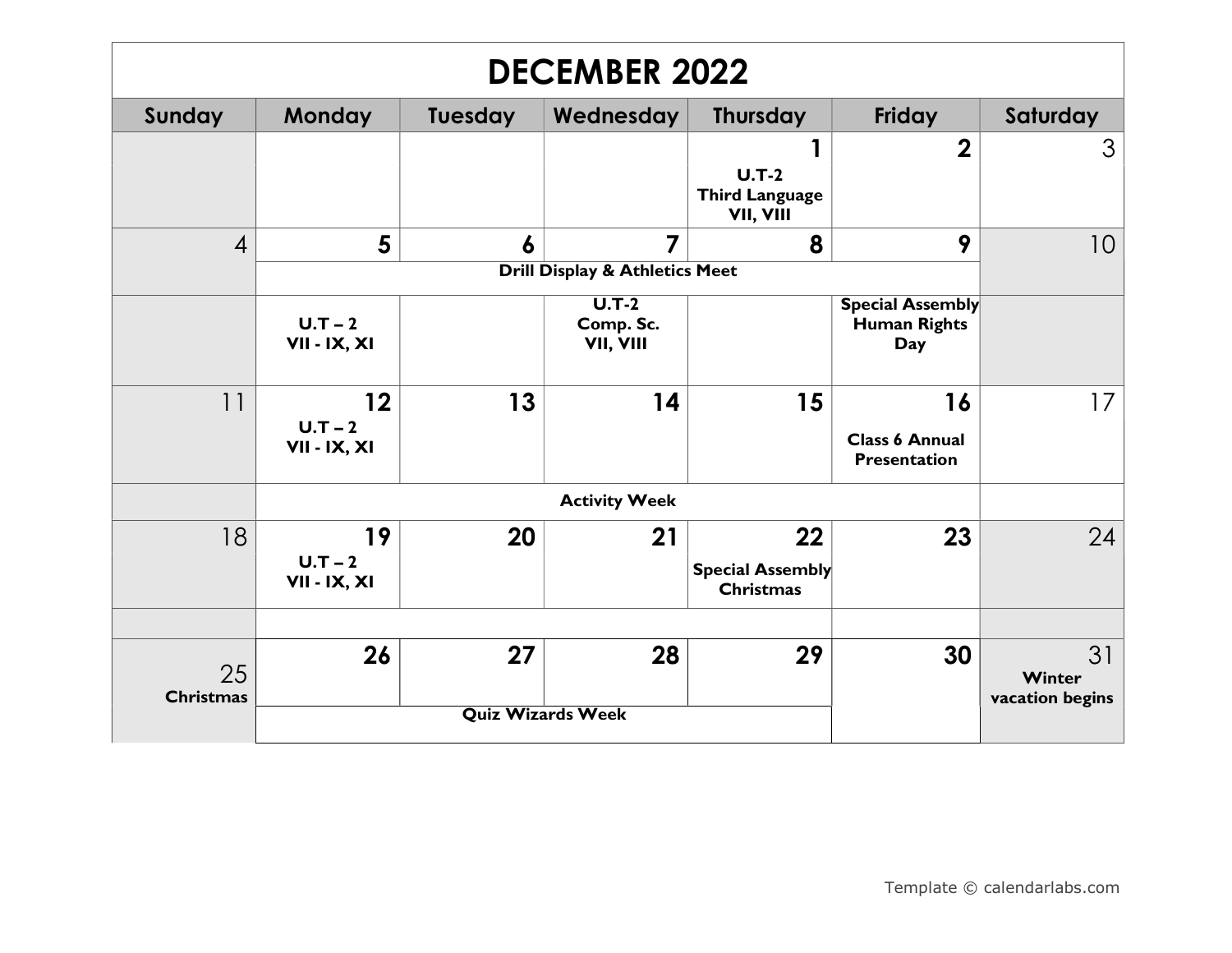# DECEMBER 2022

| Sunday | Monday | Tuesday | Wednesday | Thursday | Friday | Saturday |
|---|---|---|---|---|---|---|
| | | | | **1** U.T-2 Third Language VII, VIII | **2** | 3 |
| 4 | **5** | **6** | **7** | **8** | **9** | 10 |
| | Drill Display & Athletics Meet | | | | | |
| | U.T – 2 VII - IX, XI | | U.T-2 Comp. Sc. VII, VIII | | Special Assembly Human Rights Day | |
| 11 | **12** U.T – 2 VII - IX, XI | **13** | **14** | **15** | **16** Class 6 Annual Presentation | 17 |
| | Activity Week | | | | | |
| 18 | **19** U.T – 2 VII - IX, XI | **20** | **21** | **22** Special Assembly Christmas | **23** | 24 |
| 25 Christmas | **26** | **27** | **28** | **29** | **30** | 31 Winter vacation begins |
| | Quiz Wizards Week | | | | | |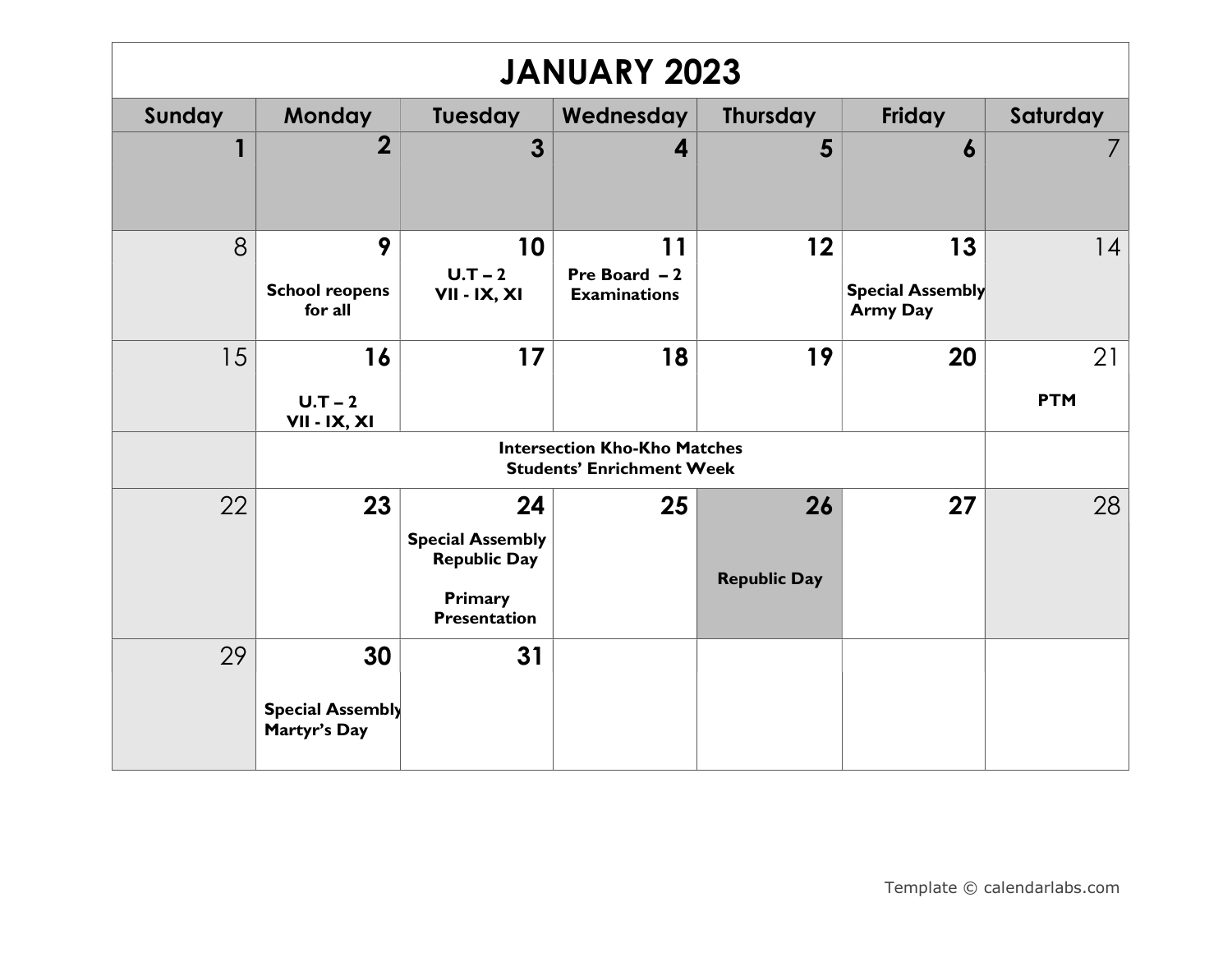# JANUARY 2023

| Sunday | Monday | Tuesday | Wednesday | Thursday | Friday | Saturday |
| --- | --- | --- | --- | --- | --- | --- |
| 1 | 2 | 3 | 4 | 5 | 6 | 7 |
| 8 | 9 **School reopens for all** | 10 **U.T – 2 VII - IX, XI** | 11 **Pre Board – 2 Examinations** | 12 | 13 **Special Assembly Army Day** | 14 |
| 15 | 16 **U.T – 2 VII - IX, XI** | 17 | 18 | 19 | 20 | 21 **PTM** |
| | **Intersection Kho-Kho Matches Students' Enrichment Week** | | | | | |
| 22 | 23 | 24 **Special Assembly Republic Day** **Primary Presentation** | 25 | 26 **Republic Day** | 27 | 28 |
| 29 | 30 **Special Assembly Martyr's Day** | 31 | | | | |

Template © calendarlabs.com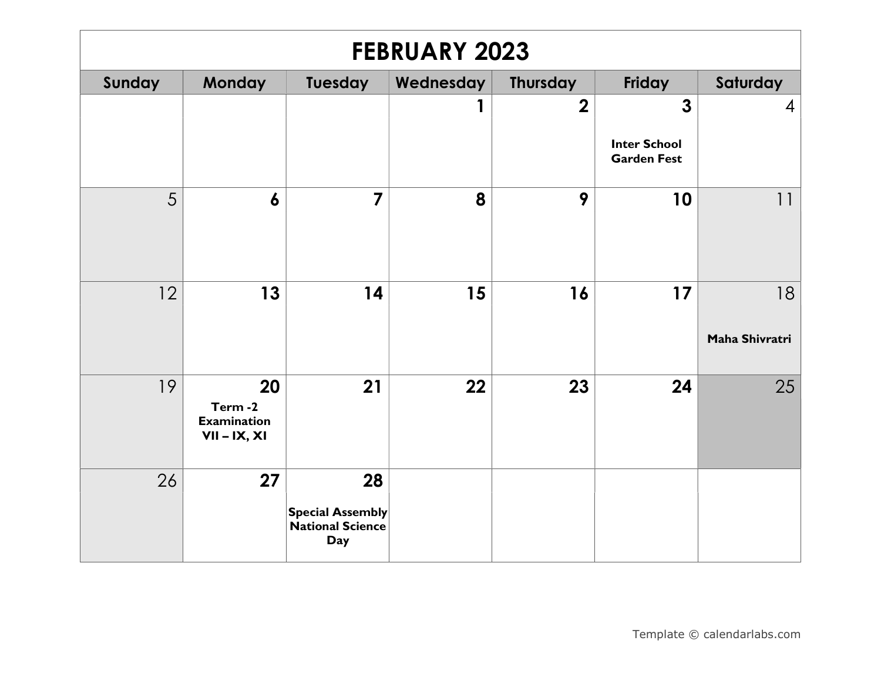# FEBRUARY 2023

| Sunday | Monday | Tuesday | Wednesday | Thursday | Friday | Saturday |
|---|---|---|---|---|---|---|
| | | | 1 | 2 | 3 **Inter School Garden Fest** | 4 |
| 5 | 6 | 7 | 8 | 9 | 10 | 11 |
| 12 | 13 | 14 | 15 | 16 | 17 | 18 **Maha Shivratri** |
| 19 | 20 **Term -2 Examination VII – IX, XI** | 21 | 22 | 23 | 24 | 25 |
| 26 | 27 | 28 **Special Assembly National Science Day** | | | | |

Template © calendarlabs.com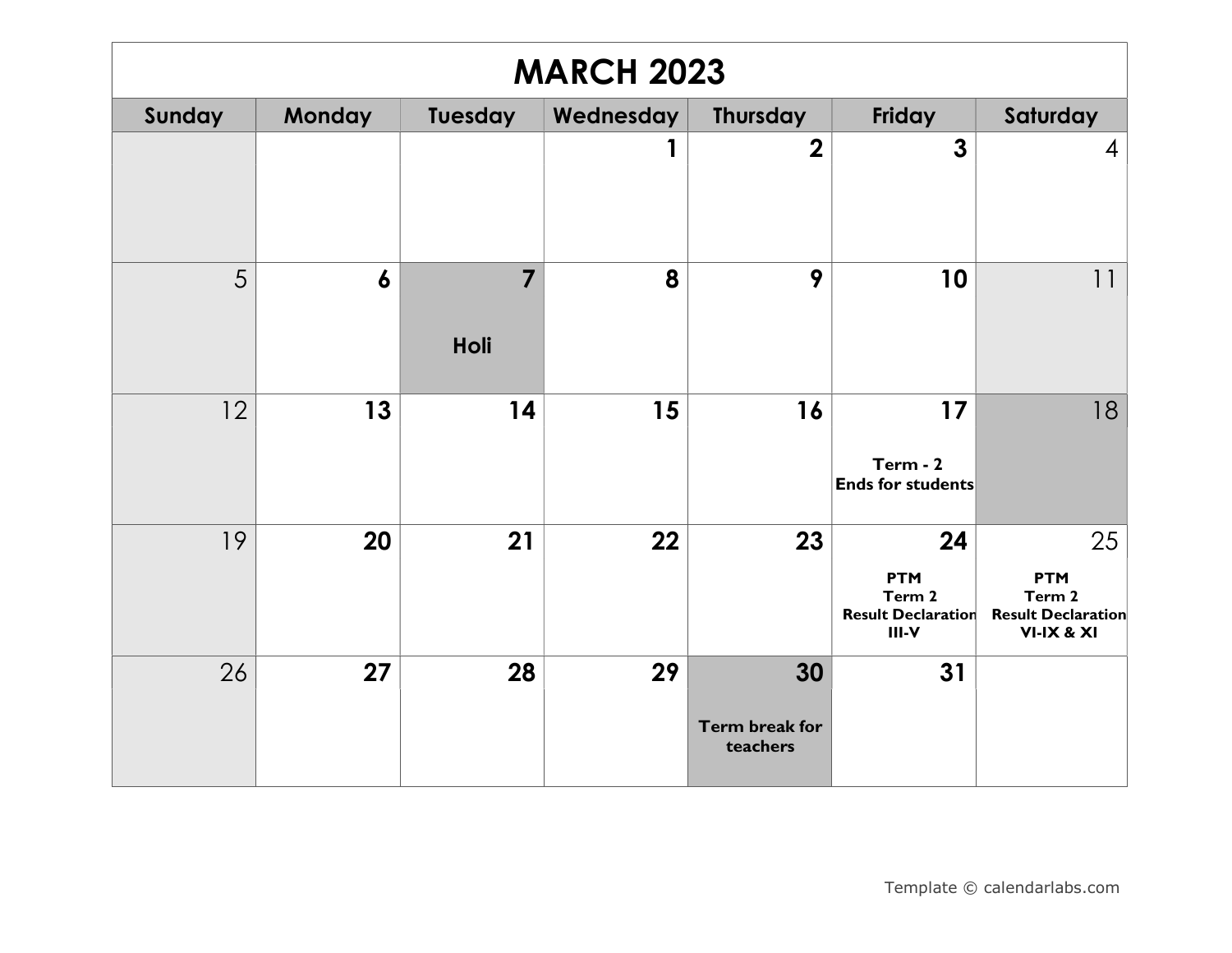# MARCH 2023

| Sunday | Monday | Tuesday | Wednesday | Thursday | Friday | Saturday |
|---|---|---|---|---|---|---|
| | | | 1 | 2 | 3 | 4 |
| 5 | 6 | 7 **Holi** | 8 | 9 | 10 | 11 |
| 12 | 13 | 14 | 15 | 16 | 17 **Term - 2 Ends for students** | 18 |
| 19 | 20 | 21 | 22 | 23 | 24 **PTM Term 2 Result Declaration III-V** | 25 **PTM Term 2 Result Declaration VI-IX & XI** |
| 26 | 27 | 28 | 29 | 30 **Term break for teachers** | 31 | |

Template © calendarlabs.com